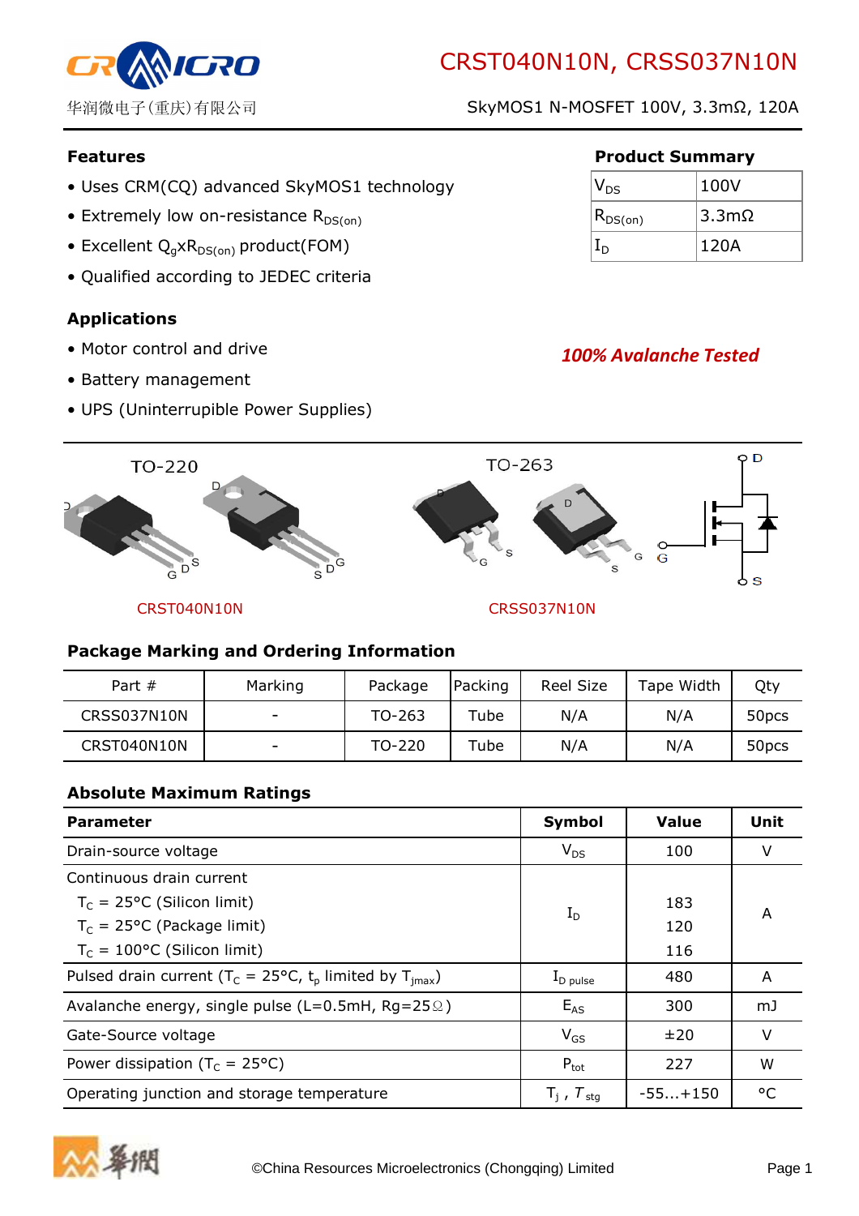# CRST040N10N, CRSS037N10N

华润微电子(重庆)有限公司

SkyMOS1 N-MOSFET 100V, 3.3mΩ, 120A

## Features

- Uses CRM(CQ) advanced SkyMOS1 technology
- Extremely low on-resistance $R_{DS(on)}$
- Excellent $Q_g$x$R_{DS(on)}$ product(FOM)
- Qualified according to JEDEC criteria

## Product Summary

| | |
|---|---|
| $V_{DS}$ | 100V |
| $R_{DS(on)}$ | 3.3mΩ |
| $I_D$ | 120A |

## Applications

- Motor control and drive
- Battery management
- UPS (Uninterrupible Power Supplies)

***100% Avalanche Tested***

TO-220 — CRST040N10N

TO-263 — CRSS037N10N

## Package Marking and Ordering Information

| Part # | Marking | Package | Packing | Reel Size | Tape Width | Qty |
|---|---|---|---|---|---|---|
| CRSS037N10N | - | TO-263 | Tube | N/A | N/A | 50pcs |
| CRST040N10N | - | TO-220 | Tube | N/A | N/A | 50pcs |

## Absolute Maximum Ratings

| Parameter | Symbol | Value | Unit |
|---|---|---|---|
| Drain-source voltage | $V_{DS}$ | 100 | V |
| Continuous drain current<br>$T_C$ = 25°C (Silicon limit)<br>$T_C$ = 25°C (Package limit)<br>$T_C$ = 100°C (Silicon limit) | $I_D$ | <br>183<br>120<br>116 | A |
| Pulsed drain current ($T_C$ = 25°C, $t_p$ limited by $T_{jmax}$) | $I_{D\ pulse}$ | 480 | A |
| Avalanche energy, single pulse (L=0.5mH, Rg=25Ω) | $E_{AS}$ | 300 | mJ |
| Gate-Source voltage | $V_{GS}$ | ±20 | V |
| Power dissipation ($T_C$ = 25°C) | $P_{tot}$ | 227 | W |
| Operating junction and storage temperature | $T_j$ , $T_{stg}$ | -55...+150 | °C |

©China Resources Microelectronics (Chongqing) Limited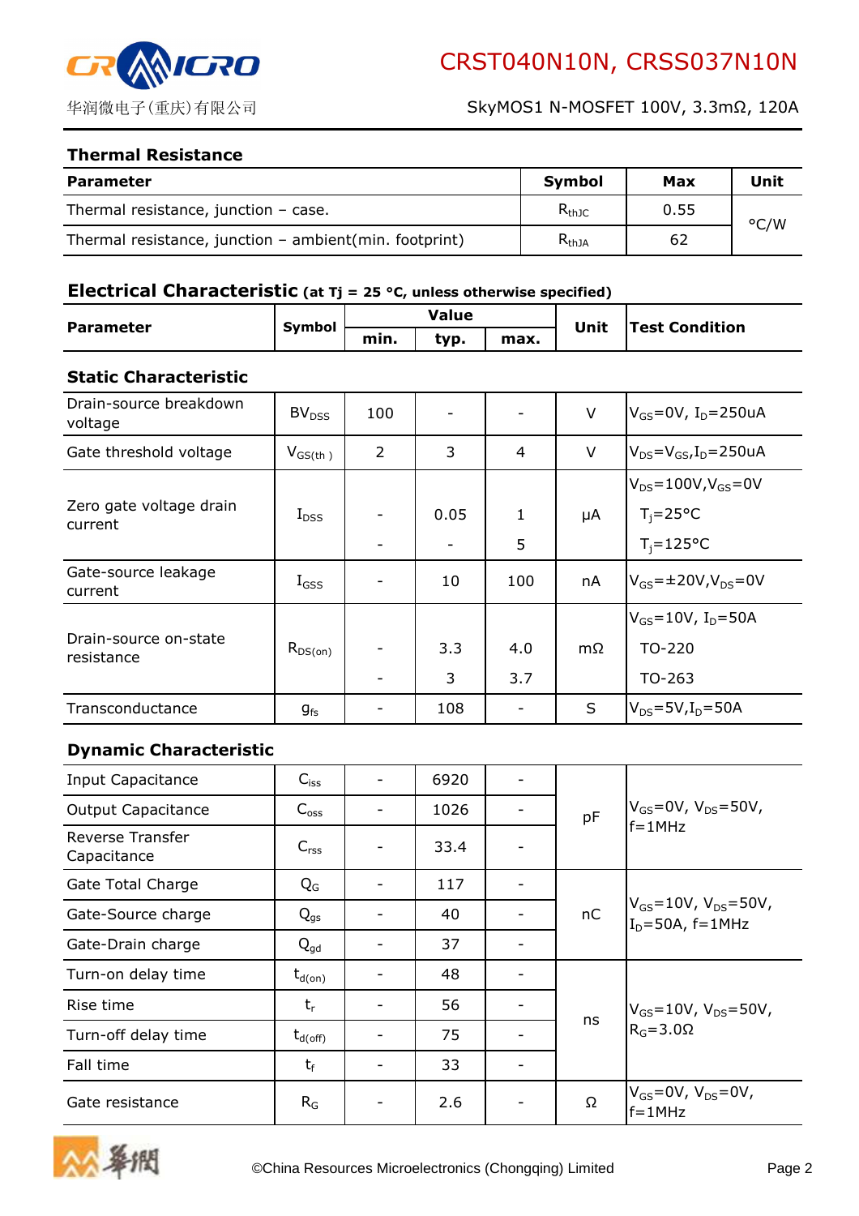## Thermal Resistance

| Parameter | Symbol | Max | Unit |
|---|---|---|---|
| Thermal resistance, junction – case. | $R_{thJC}$ | 0.55 | °C/W |
| Thermal resistance, junction – ambient(min. footprint) | $R_{thJA}$ | 62 | |

## Electrical Characteristic (at Tj = 25 °C, unless otherwise specified)

| Parameter | Symbol | Value | | | Unit | Test Condition |
|---|---|---|---|---|---|---|
| | | min. | typ. | max. | | |
| **Static Characteristic** | | | | | | |
| Drain-source breakdown voltage | $BV_{DSS}$ | 100 | - | - | V | $V_{GS}$=0V, $I_D$=250uA |
| Gate threshold voltage | $V_{GS(th)}$ | 2 | 3 | 4 | V | $V_{DS}$=$V_{GS}$,$I_D$=250uA |
| Zero gate voltage drain current | $I_{DSS}$ | - | 0.05 | 1 | μA | $V_{DS}$=100V,$V_{GS}$=0V $T_j$=25°C |
| | | - | - | 5 | | $T_j$=125°C |
| Gate-source leakage current | $I_{GSS}$ | - | 10 | 100 | nA | $V_{GS}$=±20V,$V_{DS}$=0V |
| Drain-source on-state resistance | $R_{DS(on)}$ | - | 3.3 | 4.0 | mΩ | $V_{GS}$=10V, $I_D$=50A TO-220 |
| | | - | 3 | 3.7 | | TO-263 |
| Transconductance | $g_{fs}$ | - | 108 | - | S | $V_{DS}$=5V,$I_D$=50A |
| **Dynamic Characteristic** | | | | | | |
| Input Capacitance | $C_{iss}$ | - | 6920 | - | pF | $V_{GS}$=0V, $V_{DS}$=50V, f=1MHz |
| Output Capacitance | $C_{oss}$ | - | 1026 | - | | |
| Reverse Transfer Capacitance | $C_{rss}$ | - | 33.4 | - | | |
| Gate Total Charge | $Q_G$ | - | 117 | - | nC | $V_{GS}$=10V, $V_{DS}$=50V, $I_D$=50A, f=1MHz |
| Gate-Source charge | $Q_{gs}$ | - | 40 | - | | |
| Gate-Drain charge | $Q_{gd}$ | - | 37 | - | | |
| Turn-on delay time | $t_{d(on)}$ | - | 48 | - | ns | $V_{GS}$=10V, $V_{DS}$=50V, $R_G$=3.0Ω |
| Rise time | $t_r$ | - | 56 | - | | |
| Turn-off delay time | $t_{d(off)}$ | - | 75 | - | | |
| Fall time | $t_f$ | - | 33 | - | | |
| Gate resistance | $R_G$ | - | 2.6 | - | Ω | $V_{GS}$=0V, $V_{DS}$=0V, f=1MHz |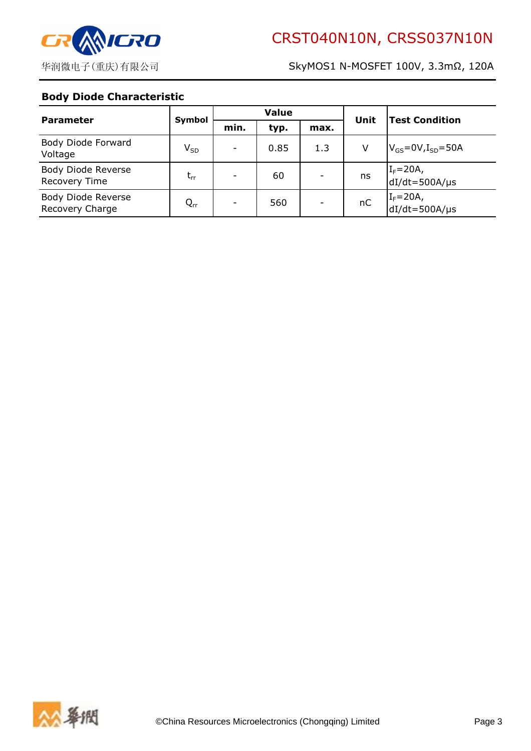### Body Diode Characteristic

| Parameter | Symbol | Value | | | Unit | Test Condition |
|---|---|---|---|---|---|---|
| | | min. | typ. | max. | | |
| Body Diode Forward Voltage | $V_{SD}$ | - | 0.85 | 1.3 | V | $V_{GS}$=0V,$I_{SD}$=50A |
| Body Diode Reverse Recovery Time | $t_{rr}$ | - | 60 | - | ns | $I_F$=20A, dI/dt=500A/μs |
| Body Diode Reverse Recovery Charge | $Q_{rr}$ | - | 560 | - | nC | $I_F$=20A, dI/dt=500A/μs |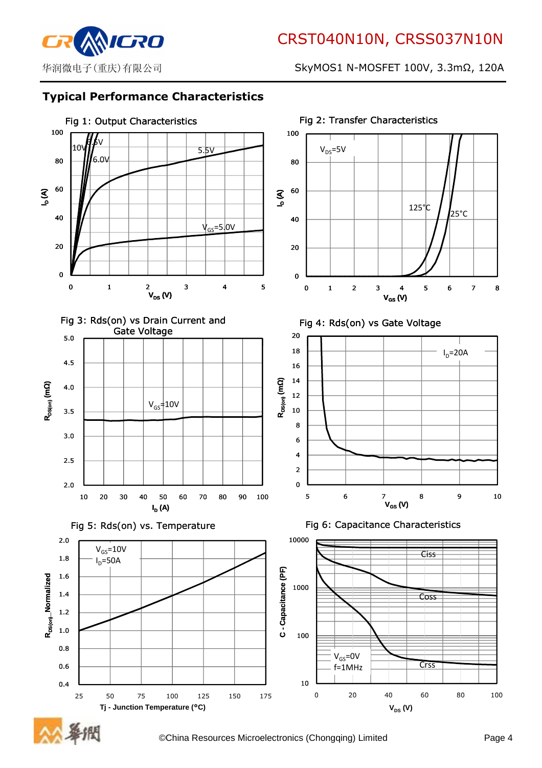## Typical Performance Characteristics

Fig 1: Output Characteristics

Fig 2: Transfer Characteristics

Fig 3: Rds(on) vs Drain Current and Gate Voltage

Fig 4: Rds(on) vs Gate Voltage

Fig 5: Rds(on) vs. Temperature

Fig 6: Capacitance Characteristics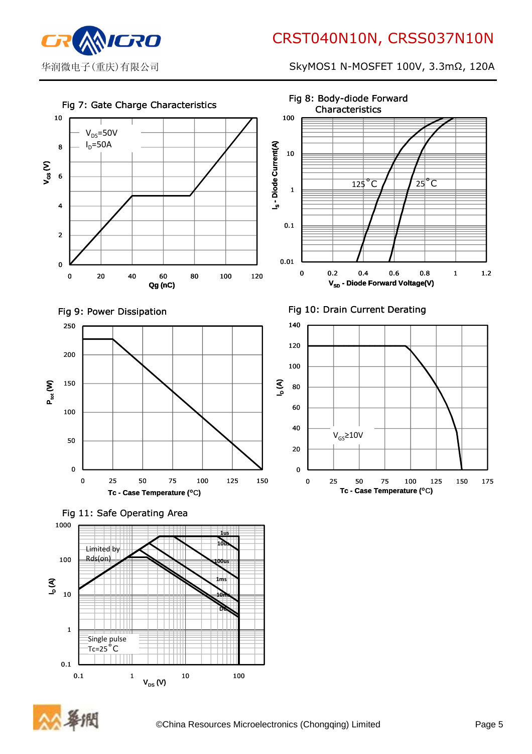Fig 7: Gate Charge Characteristics

$V_{DS}$=50V
$I_D$=50A

$V_{GS}$ (V)

Qg (nC)

Fig 8: Body-diode Forward Characteristics

125°C
25°C

$I_S$ - Diode Current(A)

$V_{SD}$ - Diode Forward Voltage(V)

Fig 9: Power Dissipation

$P_{tot}$ (W)

Tc - Case Temperature (°C)

Fig 10: Drain Current Derating

$V_{GS}$≥10V

$I_D$ (A)

Tc - Case Temperature (°C)

Fig 11: Safe Operating Area

Limited by Rds(on)

1us
10us
100us
1ms
10ms
DC

Single pulse
Tc=25°C

$I_D$ (A)

$V_{DS}$ (V)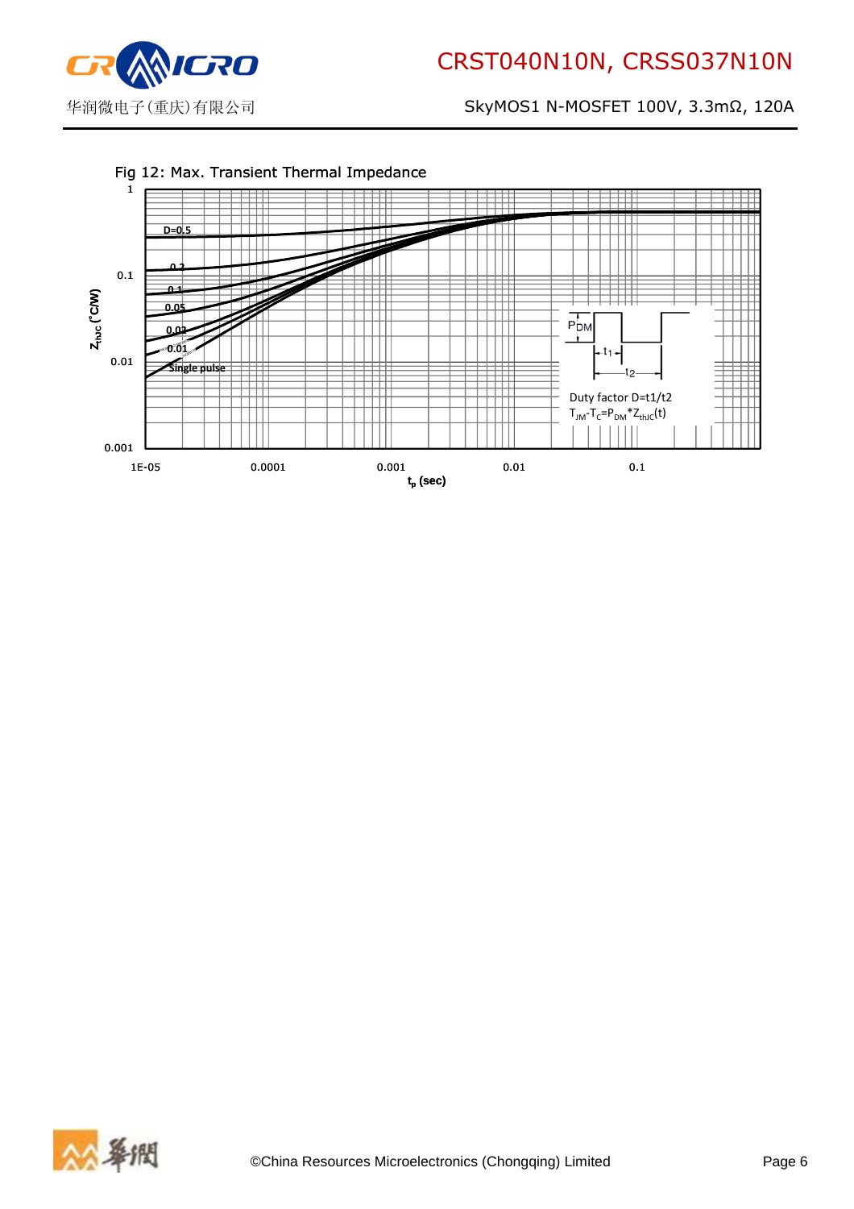Fig 12: Max. Transient Thermal Impedance

D=0.5

0.2

0.1

0.05

0.02

0.01

Single pulse

$Z_{thJC}$ (°C/W)

1

0.1

0.01

0.001

1E-05

0.0001

0.001

0.01

0.1

$t_p$ (sec)

$P_{DM}$

$t_1$

$t_2$

Duty factor D=t1/t2

$T_{JM}$-$T_C$=$P_{DM}$*$Z_{thJC}$(t)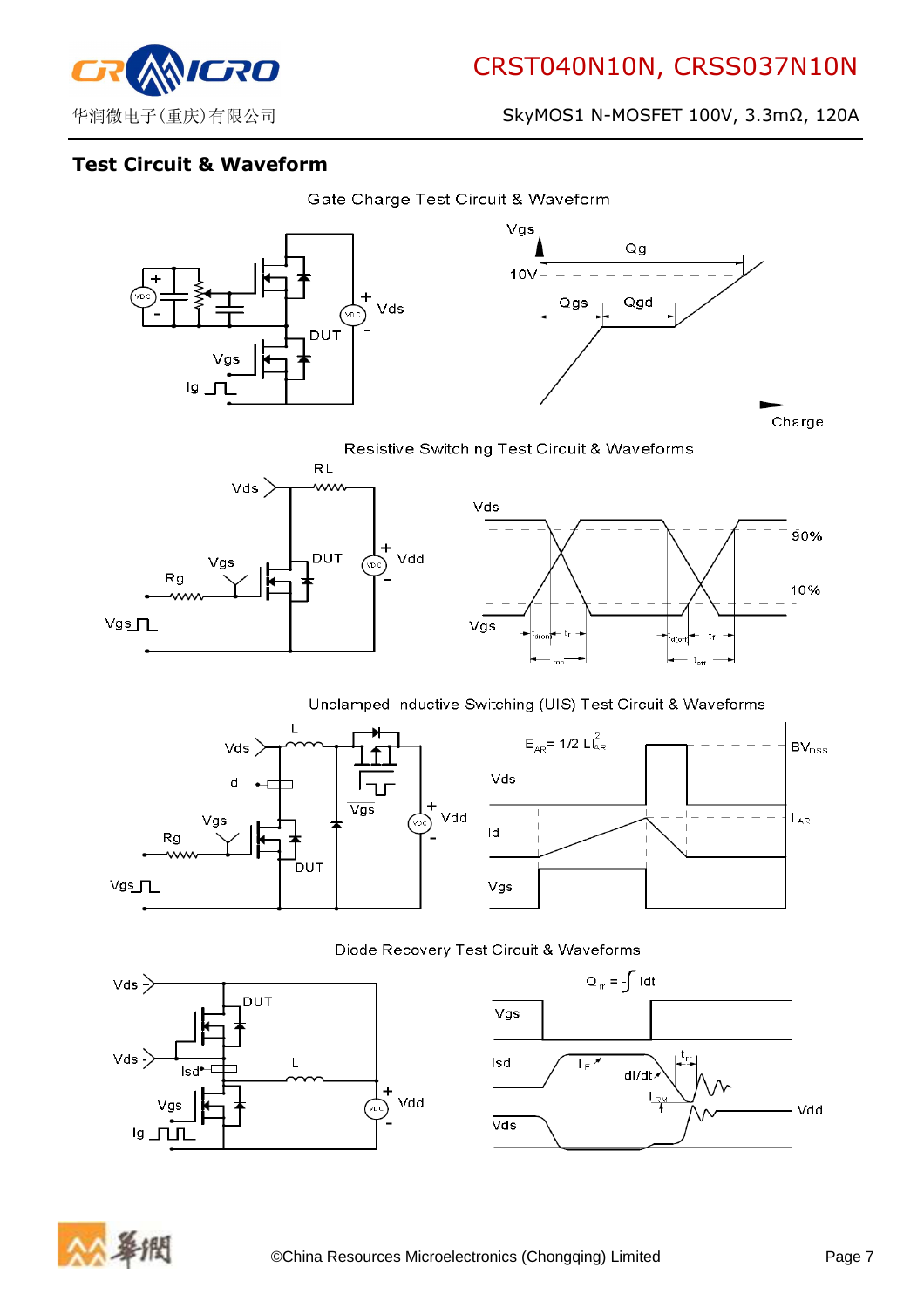## Test Circuit & Waveform

Gate Charge Test Circuit & Waveform

Resistive Switching Test Circuit & Waveforms

Unclamped Inductive Switching (UIS) Test Circuit & Waveforms

Diode Recovery Test Circuit & Waveforms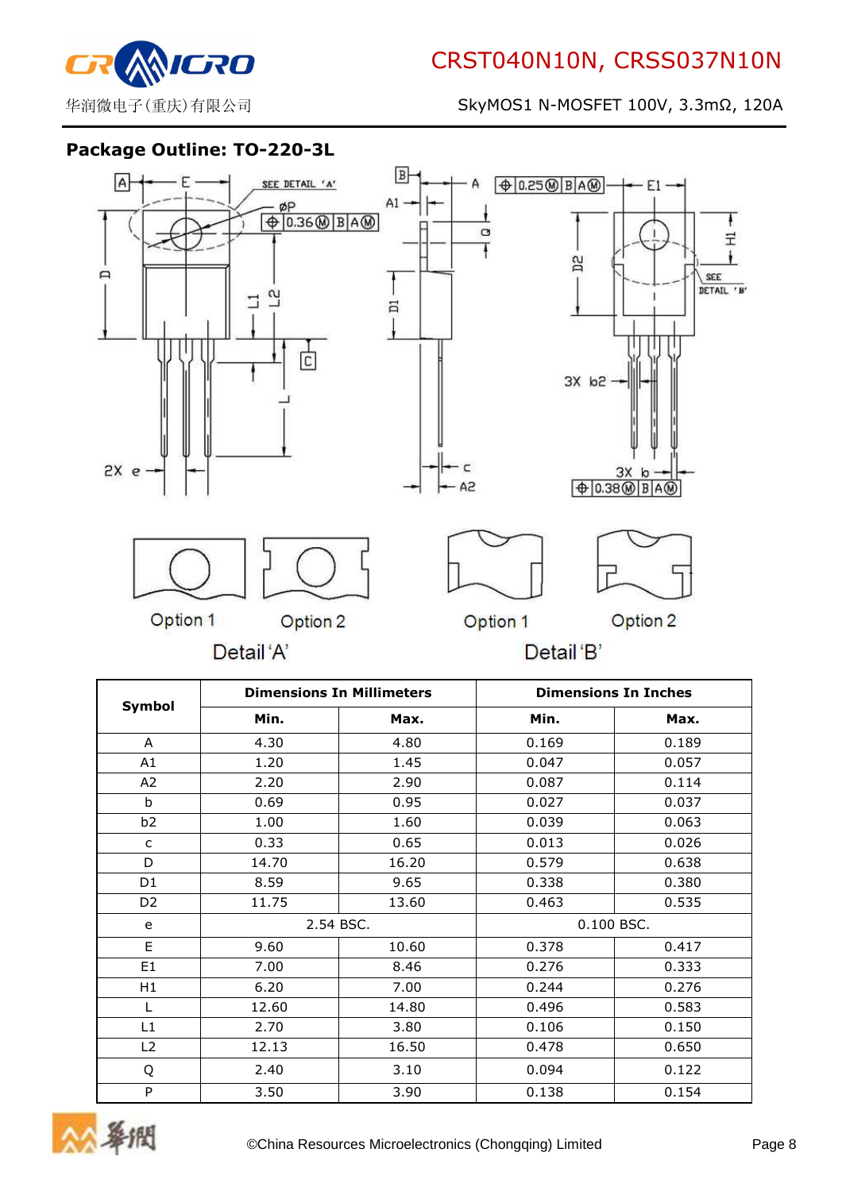## Package Outline: TO-220-3L

Detail 'A'

Option 1　Option 2

Detail 'B'

Option 1　Option 2

| Symbol | Dimensions In Millimeters | | Dimensions In Inches | |
|---|---|---|---|---|
| | Min. | Max. | Min. | Max. |
| A | 4.30 | 4.80 | 0.169 | 0.189 |
| A1 | 1.20 | 1.45 | 0.047 | 0.057 |
| A2 | 2.20 | 2.90 | 0.087 | 0.114 |
| b | 0.69 | 0.95 | 0.027 | 0.037 |
| b2 | 1.00 | 1.60 | 0.039 | 0.063 |
| c | 0.33 | 0.65 | 0.013 | 0.026 |
| D | 14.70 | 16.20 | 0.579 | 0.638 |
| D1 | 8.59 | 9.65 | 0.338 | 0.380 |
| D2 | 11.75 | 13.60 | 0.463 | 0.535 |
| e | 2.54 BSC. | | 0.100 BSC. | |
| E | 9.60 | 10.60 | 0.378 | 0.417 |
| E1 | 7.00 | 8.46 | 0.276 | 0.333 |
| H1 | 6.20 | 7.00 | 0.244 | 0.276 |
| L | 12.60 | 14.80 | 0.496 | 0.583 |
| L1 | 2.70 | 3.80 | 0.106 | 0.150 |
| L2 | 12.13 | 16.50 | 0.478 | 0.650 |
| Q | 2.40 | 3.10 | 0.094 | 0.122 |
| P | 3.50 | 3.90 | 0.138 | 0.154 |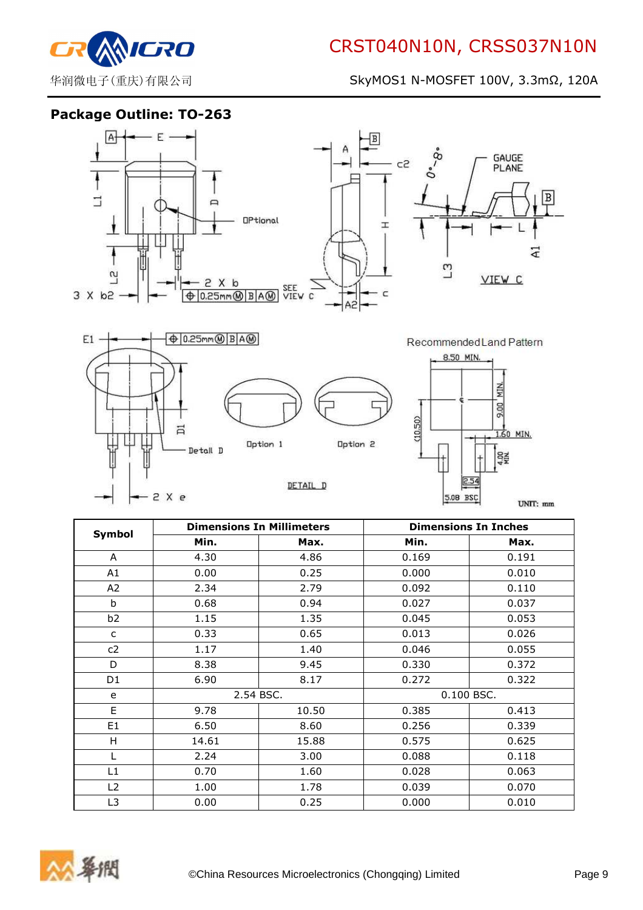## Package Outline: TO-263

| Symbol | Dimensions In Millimeters | | Dimensions In Inches | |
|---|---|---|---|---|
| | Min. | Max. | Min. | Max. |
| A | 4.30 | 4.86 | 0.169 | 0.191 |
| A1 | 0.00 | 0.25 | 0.000 | 0.010 |
| A2 | 2.34 | 2.79 | 0.092 | 0.110 |
| b | 0.68 | 0.94 | 0.027 | 0.037 |
| b2 | 1.15 | 1.35 | 0.045 | 0.053 |
| c | 0.33 | 0.65 | 0.013 | 0.026 |
| c2 | 1.17 | 1.40 | 0.046 | 0.055 |
| D | 8.38 | 9.45 | 0.330 | 0.372 |
| D1 | 6.90 | 8.17 | 0.272 | 0.322 |
| e | 2.54 BSC. | | 0.100 BSC. | |
| E | 9.78 | 10.50 | 0.385 | 0.413 |
| E1 | 6.50 | 8.60 | 0.256 | 0.339 |
| H | 14.61 | 15.88 | 0.575 | 0.625 |
| L | 2.24 | 3.00 | 0.088 | 0.118 |
| L1 | 0.70 | 1.60 | 0.028 | 0.063 |
| L2 | 1.00 | 1.78 | 0.039 | 0.070 |
| L3 | 0.00 | 0.25 | 0.000 | 0.010 |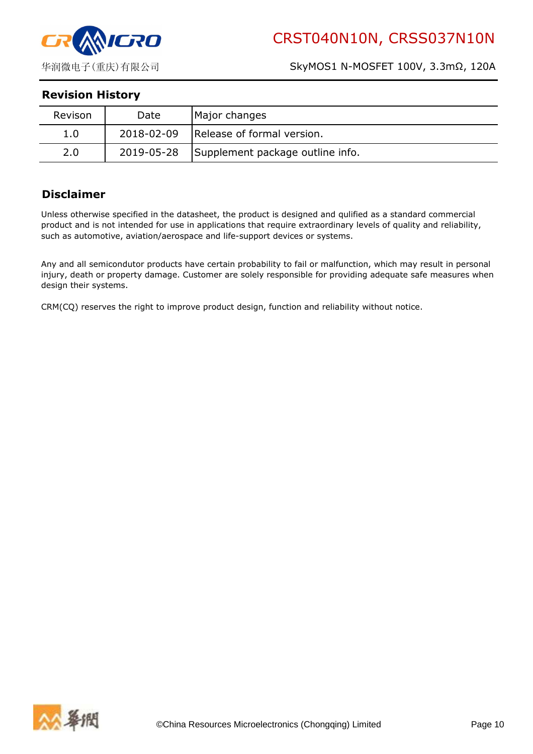## Revision History

| Revison | Date | Major changes |
|---|---|---|
| 1.0 | 2018-02-09 | Release of formal version. |
| 2.0 | 2019-05-28 | Supplement package outline info. |

## Disclaimer

Unless otherwise specified in the datasheet, the product is designed and qulified as a standard commercial product and is not intended for use in applications that require extraordinary levels of quality and reliability, such as automotive, aviation/aerospace and life-support devices or systems.

Any and all semicondutor products have certain probability to fail or malfunction, which may result in personal injury, death or property damage. Customer are solely responsible for providing adequate safe measures when design their systems.

CRM(CQ) reserves the right to improve product design, function and reliability without notice.